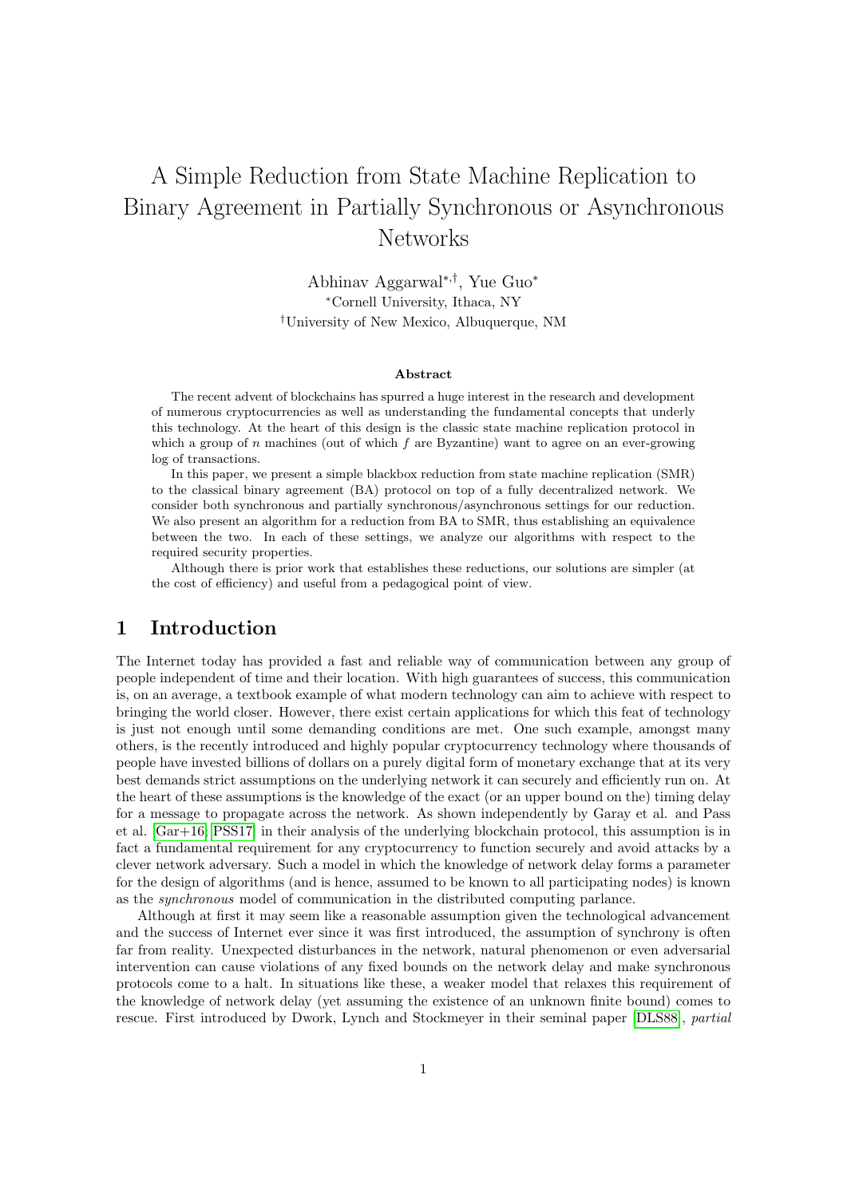# A Simple Reduction from State Machine Replication to Binary Agreement in Partially Synchronous or Asynchronous Networks

Abhinav Aggarwal[*,†], Yue Guo[*]

[*]Cornell University, Ithaca, NY

[†]University of New Mexico, Albuquerque, NM

### Abstract

The recent advent of blockchains has spurred a huge interest in the research and development of numerous cryptocurrencies as well as understanding the fundamental concepts that underly this technology. At the heart of this design is the classic state machine replication protocol in which a group of $n$ machines (out of which $f$ are Byzantine) want to agree on an ever-growing log of transactions.

In this paper, we present a simple blackbox reduction from state machine replication (SMR) to the classical binary agreement (BA) protocol on top of a fully decentralized network. We consider both synchronous and partially synchronous/asynchronous settings for our reduction. We also present an algorithm for a reduction from BA to SMR, thus establishing an equivalence between the two. In each of these settings, we analyze our algorithms with respect to the required security properties.

Although there is prior work that establishes these reductions, our solutions are simpler (at the cost of efficiency) and useful from a pedagogical point of view.

## 1 Introduction

The Internet today has provided a fast and reliable way of communication between any group of people independent of time and their location. With high guarantees of success, this communication is, on an average, a textbook example of what modern technology can aim to achieve with respect to bringing the world closer. However, there exist certain applications for which this feat of technology is just not enough until some demanding conditions are met. One such example, amongst many others, is the recently introduced and highly popular cryptocurrency technology where thousands of people have invested billions of dollars on a purely digital form of monetary exchange that at its very best demands strict assumptions on the underlying network it can securely and efficiently run on. At the heart of these assumptions is the knowledge of the exact (or an upper bound on the) timing delay for a message to propagate across the network. As shown independently by Garay et al. and Pass et al. [Gar+16; PSS17] in their analysis of the underlying blockchain protocol, this assumption is in fact a fundamental requirement for any cryptocurrency to function securely and avoid attacks by a clever network adversary. Such a model in which the knowledge of network delay forms a parameter for the design of algorithms (and is hence, assumed to be known to all participating nodes) is known as the *synchronous* model of communication in the distributed computing parlance.

Although at first it may seem like a reasonable assumption given the technological advancement and the success of Internet ever since it was first introduced, the assumption of synchrony is often far from reality. Unexpected disturbances in the network, natural phenomenon or even adversarial intervention can cause violations of any fixed bounds on the network delay and make synchronous protocols come to a halt. In situations like these, a weaker model that relaxes this requirement of the knowledge of network delay (yet assuming the existence of an unknown finite bound) comes to rescue. First introduced by Dwork, Lynch and Stockmeyer in their seminal paper [DLS88], *partial*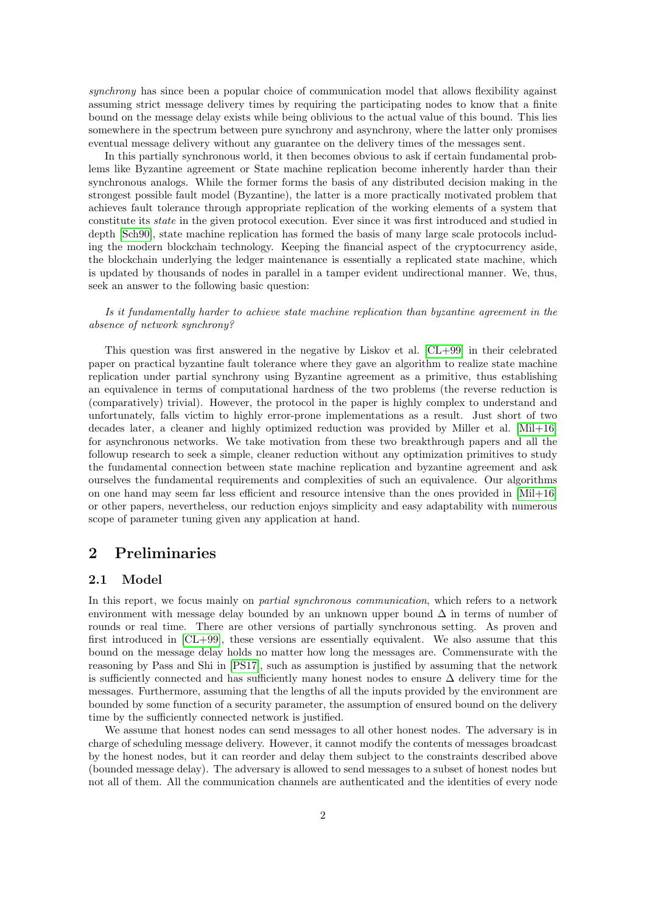*synchrony* has since been a popular choice of communication model that allows flexibility against assuming strict message delivery times by requiring the participating nodes to know that a finite bound on the message delay exists while being oblivious to the actual value of this bound. This lies somewhere in the spectrum between pure synchrony and asynchrony, where the latter only promises eventual message delivery without any guarantee on the delivery times of the messages sent.

In this partially synchronous world, it then becomes obvious to ask if certain fundamental problems like Byzantine agreement or State machine replication become inherently harder than their synchronous analogs. While the former forms the basis of any distributed decision making in the strongest possible fault model (Byzantine), the latter is a more practically motivated problem that achieves fault tolerance through appropriate replication of the working elements of a system that constitute its *state* in the given protocol execution. Ever since it was first introduced and studied in depth [Sch90], state machine replication has formed the basis of many large scale protocols including the modern blockchain technology. Keeping the financial aspect of the cryptocurrency aside, the blockchain underlying the ledger maintenance is essentially a replicated state machine, which is updated by thousands of nodes in parallel in a tamper evident undirectional manner. We, thus, seek an answer to the following basic question:

*Is it fundamentally harder to achieve state machine replication than byzantine agreement in the absence of network synchrony?*

This question was first answered in the negative by Liskov et al. [CL+99] in their celebrated paper on practical byzantine fault tolerance where they gave an algorithm to realize state machine replication under partial synchrony using Byzantine agreement as a primitive, thus establishing an equivalence in terms of computational hardness of the two problems (the reverse reduction is (comparatively) trivial). However, the protocol in the paper is highly complex to understand and unfortunately, falls victim to highly error-prone implementations as a result. Just short of two decades later, a cleaner and highly optimized reduction was provided by Miller et al. [Mil+16] for asynchronous networks. We take motivation from these two breakthrough papers and all the followup research to seek a simple, cleaner reduction without any optimization primitives to study the fundamental connection between state machine replication and byzantine agreement and ask ourselves the fundamental requirements and complexities of such an equivalence. Our algorithms on one hand may seem far less efficient and resource intensive than the ones provided in [Mil+16] or other papers, nevertheless, our reduction enjoys simplicity and easy adaptability with numerous scope of parameter tuning given any application at hand.

## 2 Preliminaries

### 2.1 Model

In this report, we focus mainly on *partial synchronous communication*, which refers to a network environment with message delay bounded by an unknown upper bound $\Delta$ in terms of number of rounds or real time. There are other versions of partially synchronous setting. As proven and first introduced in [CL+99], these versions are essentially equivalent. We also assume that this bound on the message delay holds no matter how long the messages are. Commensurate with the reasoning by Pass and Shi in [PS17], such as assumption is justified by assuming that the network is sufficiently connected and has sufficiently many honest nodes to ensure $\Delta$ delivery time for the messages. Furthermore, assuming that the lengths of all the inputs provided by the environment are bounded by some function of a security parameter, the assumption of ensured bound on the delivery time by the sufficiently connected network is justified.

We assume that honest nodes can send messages to all other honest nodes. The adversary is in charge of scheduling message delivery. However, it cannot modify the contents of messages broadcast by the honest nodes, but it can reorder and delay them subject to the constraints described above (bounded message delay). The adversary is allowed to send messages to a subset of honest nodes but not all of them. All the communication channels are authenticated and the identities of every node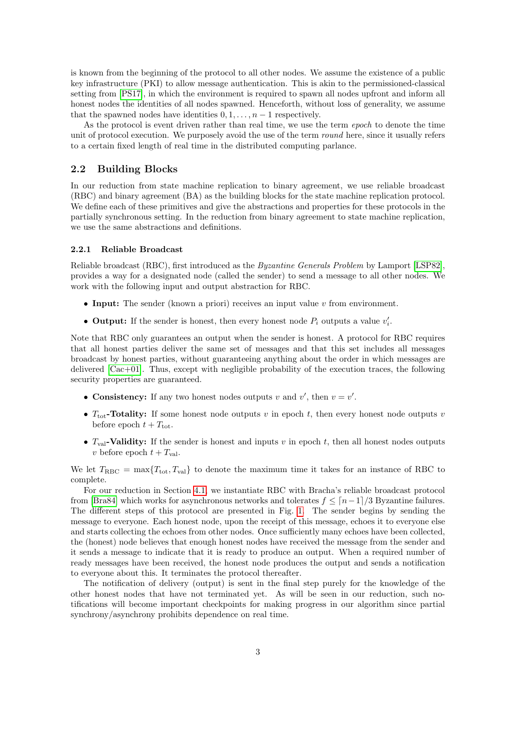is known from the beginning of the protocol to all other nodes. We assume the existence of a public key infrastructure (PKI) to allow message authentication. This is akin to the permissioned-classical setting from [PS17], in which the environment is required to spawn all nodes upfront and inform all honest nodes the identities of all nodes spawned. Henceforth, without loss of generality, we assume that the spawned nodes have identities $0, 1, \ldots, n-1$ respectively.

As the protocol is event driven rather than real time, we use the term *epoch* to denote the time unit of protocol execution. We purposely avoid the use of the term *round* here, since it usually refers to a certain fixed length of real time in the distributed computing parlance.

## 2.2 Building Blocks

In our reduction from state machine replication to binary agreement, we use reliable broadcast (RBC) and binary agreement (BA) as the building blocks for the state machine replication protocol. We define each of these primitives and give the abstractions and properties for these protocols in the partially synchronous setting. In the reduction from binary agreement to state machine replication, we use the same abstractions and definitions.

### 2.2.1 Reliable Broadcast

Reliable broadcast (RBC), first introduced as the *Byzantine Generals Problem* by Lamport [LSP82], provides a way for a designated node (called the sender) to send a message to all other nodes. We work with the following input and output abstraction for RBC.

- **Input:** The sender (known a priori) receives an input value $v$ from environment.
- **Output:** If the sender is honest, then every honest node $P_i$ outputs a value $v'_i$.

Note that RBC only guarantees an output when the sender is honest. A protocol for RBC requires that all honest parties deliver the same set of messages and that this set includes all messages broadcast by honest parties, without guaranteeing anything about the order in which messages are delivered [Cac+01]. Thus, except with negligible probability of the execution traces, the following security properties are guaranteed.

- **Consistency:** If any two honest nodes outputs $v$ and $v'$, then $v = v'$.
- **$T_{\text{tot}}$-Totality:** If some honest node outputs $v$ in epoch $t$, then every honest node outputs $v$ before epoch $t + T_{\text{tot}}$.
- **$T_{\text{val}}$-Validity:** If the sender is honest and inputs $v$ in epoch $t$, then all honest nodes outputs $v$ before epoch $t + T_{\text{val}}$.

We let $T_{\text{RBC}} = \max\{T_{\text{tot}}, T_{\text{val}}\}$ to denote the maximum time it takes for an instance of RBC to complete.

For our reduction in Section 4.1, we instantiate RBC with Bracha's reliable broadcast protocol from [Bra84] which works for asynchronous networks and tolerates $f \leq \lceil n-1 \rceil/3$ Byzantine failures. The different steps of this protocol are presented in Fig. 1. The sender begins by sending the message to everyone. Each honest node, upon the receipt of this message, echoes it to everyone else and starts collecting the echoes from other nodes. Once sufficiently many echoes have been collected, the (honest) node believes that enough honest nodes have received the message from the sender and it sends a message to indicate that it is ready to produce an output. When a required number of ready messages have been received, the honest node produces the output and sends a notification to everyone about this. It terminates the protocol thereafter.

The notification of delivery (output) is sent in the final step purely for the knowledge of the other honest nodes that have not terminated yet. As will be seen in our reduction, such notifications will become important checkpoints for making progress in our algorithm since partial synchrony/asynchrony prohibits dependence on real time.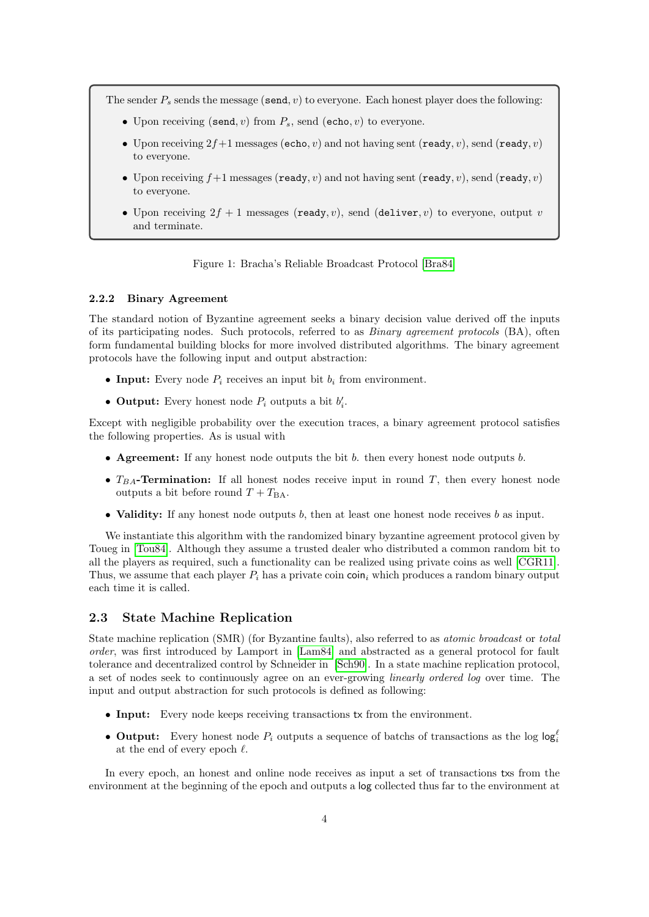The sender $P_s$ sends the message $(\texttt{send}, v)$ to everyone. Each honest player does the following:

- Upon receiving $(\texttt{send}, v)$ from $P_s$, send $(\texttt{echo}, v)$ to everyone.
- Upon receiving $2f+1$ messages $(\texttt{echo}, v)$ and not having sent $(\texttt{ready}, v)$, send $(\texttt{ready}, v)$ to everyone.
- Upon receiving $f+1$ messages $(\texttt{ready}, v)$ and not having sent $(\texttt{ready}, v)$, send $(\texttt{ready}, v)$ to everyone.
- Upon receiving $2f+1$ messages $(\texttt{ready}, v)$, send $(\texttt{deliver}, v)$ to everyone, output $v$ and terminate.

Figure 1: Bracha's Reliable Broadcast Protocol [Bra84]

#### 2.2.2 Binary Agreement

The standard notion of Byzantine agreement seeks a binary decision value derived off the inputs of its participating nodes. Such protocols, referred to as *Binary agreement protocols* (BA), often form fundamental building blocks for more involved distributed algorithms. The binary agreement protocols have the following input and output abstraction:

- **Input:** Every node $P_i$ receives an input bit $b_i$ from environment.
- **Output:** Every honest node $P_i$ outputs a bit $b'_i$.

Except with negligible probability over the execution traces, a binary agreement protocol satisfies the following properties. As is usual with

- **Agreement:** If any honest node outputs the bit $b$. then every honest node outputs $b$.
- **$T_{BA}$-Termination:** If all honest nodes receive input in round $T$, then every honest node outputs a bit before round $T + T_{\text{BA}}$.
- **Validity:** If any honest node outputs $b$, then at least one honest node receives $b$ as input.

We instantiate this algorithm with the randomized binary byzantine agreement protocol given by Toueg in [Tou84]. Although they assume a trusted dealer who distributed a common random bit to all the players as required, such a functionality can be realized using private coins as well [CGR11]. Thus, we assume that each player $P_i$ has a private coin $\mathsf{coin}_i$ which produces a random binary output each time it is called.

### 2.3 State Machine Replication

State machine replication (SMR) (for Byzantine faults), also referred to as *atomic broadcast* or *total order*, was first introduced by Lamport in [Lam84] and abstracted as a general protocol for fault tolerance and decentralized control by Schneider in [Sch90]. In a state machine replication protocol, a set of nodes seek to continuously agree on an ever-growing *linearly ordered log* over time. The input and output abstraction for such protocols is defined as following:

- **Input:** Every node keeps receiving transactions $\mathsf{tx}$ from the environment.
- **Output:** Every honest node $P_i$ outputs a sequence of batchs of transactions as the log $\mathsf{log}_i^\ell$ at the end of every epoch $\ell$.

In every epoch, an honest and online node receives as input a set of transactions $\mathsf{txs}$ from the environment at the beginning of the epoch and outputs a $\mathsf{log}$ collected thus far to the environment at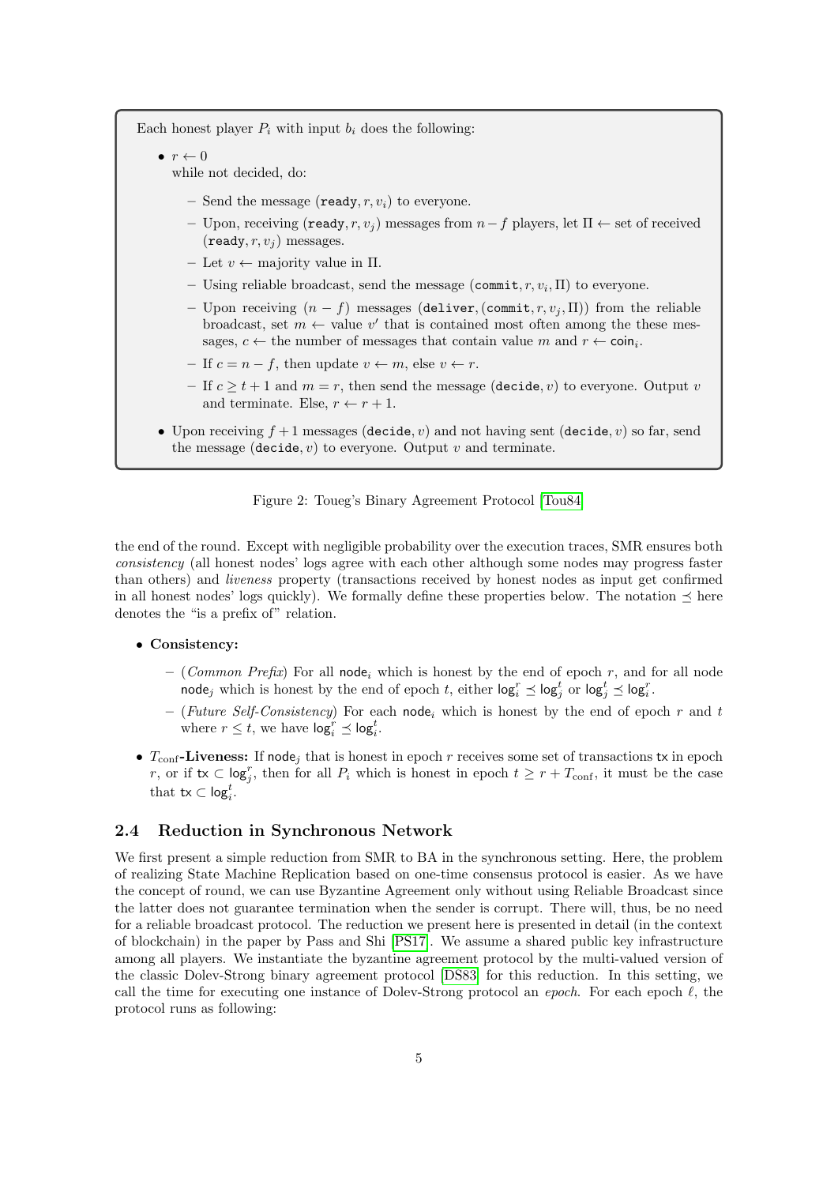Each honest player $P_i$ with input $b_i$ does the following:

- $r \leftarrow 0$
  while not decided, do:
  - Send the message $(\texttt{ready}, r, v_i)$ to everyone.
  - Upon, receiving $(\texttt{ready}, r, v_j)$ messages from $n - f$ players, let $\Pi \leftarrow$ set of received $(\texttt{ready}, r, v_j)$ messages.
  - Let $v \leftarrow$ majority value in $\Pi$.
  - Using reliable broadcast, send the message $(\texttt{commit}, r, v_i, \Pi)$ to everyone.
  - Upon receiving $(n - f)$ messages $(\texttt{deliver}, (\texttt{commit}, r, v_j, \Pi))$ from the reliable broadcast, set $m \leftarrow$ value $v'$ that is contained most often among the these messages, $c \leftarrow$ the number of messages that contain value $m$ and $r \leftarrow \mathsf{coin}_i$.
  - If $c = n - f$, then update $v \leftarrow m$, else $v \leftarrow r$.
  - If $c \geq t + 1$ and $m = r$, then send the message $(\texttt{decide}, v)$ to everyone. Output $v$ and terminate. Else, $r \leftarrow r + 1$.
- Upon receiving $f + 1$ messages $(\texttt{decide}, v)$ and not having sent $(\texttt{decide}, v)$ so far, send the message $(\texttt{decide}, v)$ to everyone. Output $v$ and terminate.

Figure 2: Toueg's Binary Agreement Protocol [Tou84]

the end of the round. Except with negligible probability over the execution traces, SMR ensures both *consistency* (all honest nodes' logs agree with each other although some nodes may progress faster than others) and *liveness* property (transactions received by honest nodes as input get confirmed in all honest nodes' logs quickly). We formally define these properties below. The notation $\preceq$ here denotes the "is a prefix of" relation.

- **Consistency:**
  - (*Common Prefix*) For all $\mathsf{node}_i$ which is honest by the end of epoch $r$, and for all node $\mathsf{node}_j$ which is honest by the end of epoch $t$, either $\mathsf{log}_i^r \preceq \mathsf{log}_j^t$ or $\mathsf{log}_j^t \preceq \mathsf{log}_i^r$.
  - (*Future Self-Consistency*) For each $\mathsf{node}_i$ which is honest by the end of epoch $r$ and $t$ where $r \leq t$, we have $\mathsf{log}_i^r \preceq \mathsf{log}_i^t$.
- **$T_{\text{conf}}$-Liveness:** If $\mathsf{node}_j$ that is honest in epoch $r$ receives some set of transactions $\mathsf{tx}$ in epoch $r$, or if $\mathsf{tx} \subset \mathsf{log}_j^r$, then for all $P_i$ which is honest in epoch $t \geq r + T_{\text{conf}}$, it must be the case that $\mathsf{tx} \subset \mathsf{log}_i^t$.

### 2.4 Reduction in Synchronous Network

We first present a simple reduction from SMR to BA in the synchronous setting. Here, the problem of realizing State Machine Replication based on one-time consensus protocol is easier. As we have the concept of round, we can use Byzantine Agreement only without using Reliable Broadcast since the latter does not guarantee termination when the sender is corrupt. There will, thus, be no need for a reliable broadcast protocol. The reduction we present here is presented in detail (in the context of blockchain) in the paper by Pass and Shi [PS17]. We assume a shared public key infrastructure among all players. We instantiate the byzantine agreement protocol by the multi-valued version of the classic Dolev-Strong binary agreement protocol [DS83] for this reduction. In this setting, we call the time for executing one instance of Dolev-Strong protocol an *epoch*. For each epoch $\ell$, the protocol runs as following: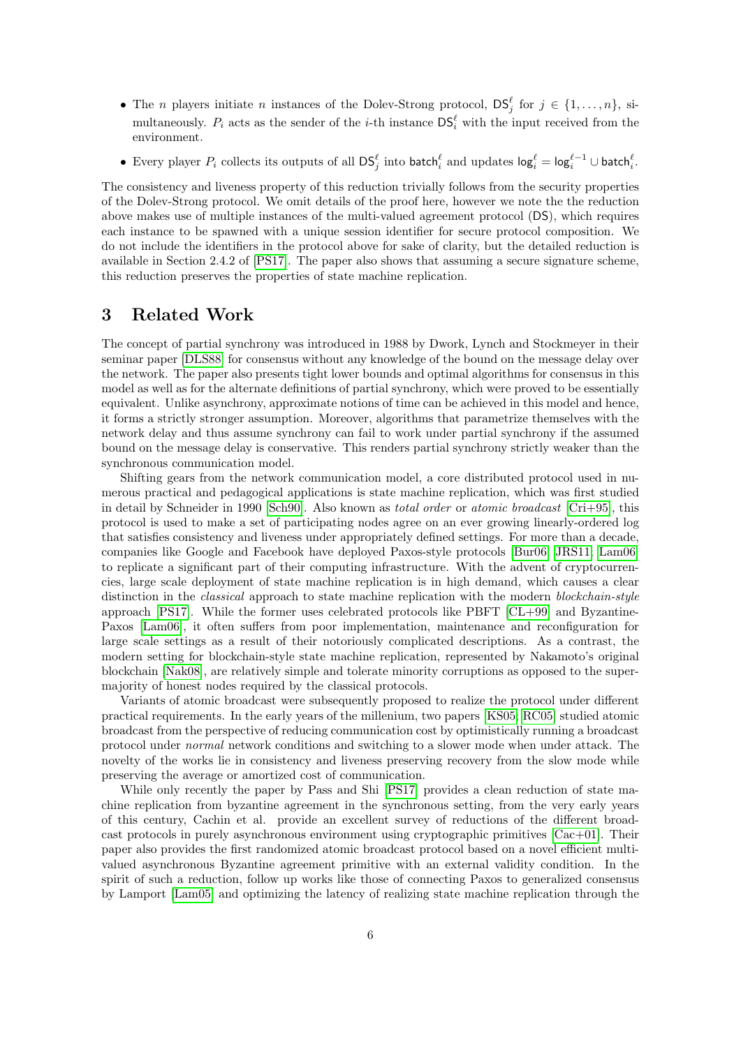- The $n$ players initiate $n$ instances of the Dolev-Strong protocol, $\mathsf{DS}_j^\ell$ for $j \in \{1, \ldots, n\}$, simultaneously. $P_i$ acts as the sender of the $i$-th instance $\mathsf{DS}_i^\ell$ with the input received from the environment.
- Every player $P_i$ collects its outputs of all $\mathsf{DS}_j^\ell$ into $\mathsf{batch}_i^\ell$ and updates $\mathsf{log}_i^\ell = \mathsf{log}_i^{\ell-1} \cup \mathsf{batch}_i^\ell$.

The consistency and liveness property of this reduction trivially follows from the security properties of the Dolev-Strong protocol. We omit details of the proof here, however we note the the reduction above makes use of multiple instances of the multi-valued agreement protocol (DS), which requires each instance to be spawned with a unique session identifier for secure protocol composition. We do not include the identifiers in the protocol above for sake of clarity, but the detailed reduction is available in Section 2.4.2 of [PS17]. The paper also shows that assuming a secure signature scheme, this reduction preserves the properties of state machine replication.

# 3 Related Work

The concept of partial synchrony was introduced in 1988 by Dwork, Lynch and Stockmeyer in their seminar paper [DLS88] for consensus without any knowledge of the bound on the message delay over the network. The paper also presents tight lower bounds and optimal algorithms for consensus in this model as well as for the alternate definitions of partial synchrony, which were proved to be essentially equivalent. Unlike asynchrony, approximate notions of time can be achieved in this model and hence, it forms a strictly stronger assumption. Moreover, algorithms that parametrize themselves with the network delay and thus assume synchrony can fail to work under partial synchrony if the assumed bound on the message delay is conservative. This renders partial synchrony strictly weaker than the synchronous communication model.

Shifting gears from the network communication model, a core distributed protocol used in numerous practical and pedagogical applications is state machine replication, which was first studied in detail by Schneider in 1990 [Sch90]. Also known as *total order* or *atomic broadcast* [Cri+95], this protocol is used to make a set of participating nodes agree on an ever growing linearly-ordered log that satisfies consistency and liveness under appropriately defined settings. For more than a decade, companies like Google and Facebook have deployed Paxos-style protocols [Bur06; JRS11; Lam06] to replicate a significant part of their computing infrastructure. With the advent of cryptocurrencies, large scale deployment of state machine replication is in high demand, which causes a clear distinction in the *classical* approach to state machine replication with the modern *blockchain-style* approach [PS17]. While the former uses celebrated protocols like PBFT [CL+99] and Byzantine-Paxos [Lam06], it often suffers from poor implementation, maintenance and reconfiguration for large scale settings as a result of their notoriously complicated descriptions. As a contrast, the modern setting for blockchain-style state machine replication, represented by Nakamoto's original blockchain [Nak08], are relatively simple and tolerate minority corruptions as opposed to the supermajority of honest nodes required by the classical protocols.

Variants of atomic broadcast were subsequently proposed to realize the protocol under different practical requirements. In the early years of the millenium, two papers [KS05; RC05] studied atomic broadcast from the perspective of reducing communication cost by optimistically running a broadcast protocol under *normal* network conditions and switching to a slower mode when under attack. The novelty of the works lie in consistency and liveness preserving recovery from the slow mode while preserving the average or amortized cost of communication.

While only recently the paper by Pass and Shi [PS17] provides a clean reduction of state machine replication from byzantine agreement in the synchronous setting, from the very early years of this century, Cachin et al. provide an excellent survey of reductions of the different broadcast protocols in purely asynchronous environment using cryptographic primitives [Cac+01]. Their paper also provides the first randomized atomic broadcast protocol based on a novel efficient multi-valued asynchronous Byzantine agreement primitive with an external validity condition. In the spirit of such a reduction, follow up works like those of connecting Paxos to generalized consensus by Lamport [Lam05] and optimizing the latency of realizing state machine replication through the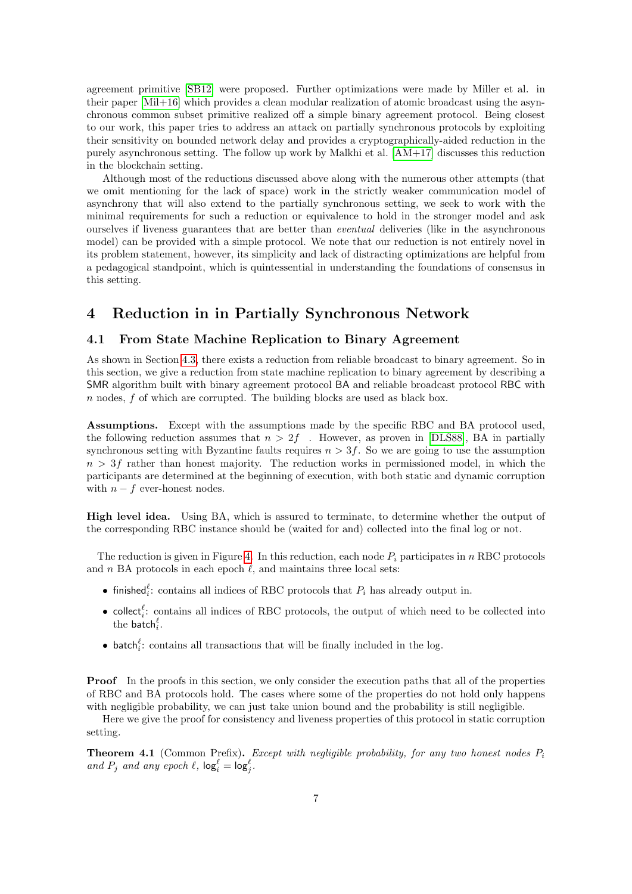agreement primitive [SB12] were proposed. Further optimizations were made by Miller et al. in their paper [Mil+16] which provides a clean modular realization of atomic broadcast using the asynchronous common subset primitive realized off a simple binary agreement protocol. Being closest to our work, this paper tries to address an attack on partially synchronous protocols by exploiting their sensitivity on bounded network delay and provides a cryptographically-aided reduction in the purely asynchronous setting. The follow up work by Malkhi et al. [AM+17] discusses this reduction in the blockchain setting.

Although most of the reductions discussed above along with the numerous other attempts (that we omit mentioning for the lack of space) work in the strictly weaker communication model of asynchrony that will also extend to the partially synchronous setting, we seek to work with the minimal requirements for such a reduction or equivalence to hold in the stronger model and ask ourselves if liveness guarantees that are better than *eventual* deliveries (like in the asynchronous model) can be provided with a simple protocol. We note that our reduction is not entirely novel in its problem statement, however, its simplicity and lack of distracting optimizations are helpful from a pedagogical standpoint, which is quintessential in understanding the foundations of consensus in this setting.

# 4 Reduction in in Partially Synchronous Network

## 4.1 From State Machine Replication to Binary Agreement

As shown in Section 4.3, there exists a reduction from reliable broadcast to binary agreement. So in this section, we give a reduction from state machine replication to binary agreement by describing a SMR algorithm built with binary agreement protocol BA and reliable broadcast protocol RBC with $n$ nodes, $f$ of which are corrupted. The building blocks are used as black box.

**Assumptions.** Except with the assumptions made by the specific RBC and BA protocol used, the following reduction assumes that $n > 2f$ . However, as proven in [DLS88], BA in partially synchronous setting with Byzantine faults requires $n > 3f$. So we are going to use the assumption $n > 3f$ rather than honest majority. The reduction works in permissioned model, in which the participants are determined at the beginning of execution, with both static and dynamic corruption with $n - f$ ever-honest nodes.

**High level idea.** Using BA, which is assured to terminate, to determine whether the output of the corresponding RBC instance should be (waited for and) collected into the final log or not.

The reduction is given in Figure 4. In this reduction, each node $P_i$ participates in $n$ RBC protocols and $n$ BA protocols in each epoch $\ell$, and maintains three local sets:

- $\mathsf{finished}_i^\ell$: contains all indices of RBC protocols that $P_i$ has already output in.
- $\mathsf{collect}_i^\ell$: contains all indices of RBC protocols, the output of which need to be collected into the $\mathsf{batch}_i^\ell$.
- $\mathsf{batch}_i^\ell$: contains all transactions that will be finally included in the log.

**Proof** In the proofs in this section, we only consider the execution paths that all of the properties of RBC and BA protocols hold. The cases where some of the properties do not hold only happens with negligible probability, we can just take union bound and the probability is still negligible.

Here we give the proof for consistency and liveness properties of this protocol in static corruption setting.

**Theorem 4.1** (Common Prefix)**.** *Except with negligible probability, for any two honest nodes $P_i$ and $P_j$ and any epoch $\ell$, $\mathsf{log}_i^\ell = \mathsf{log}_j^\ell$.*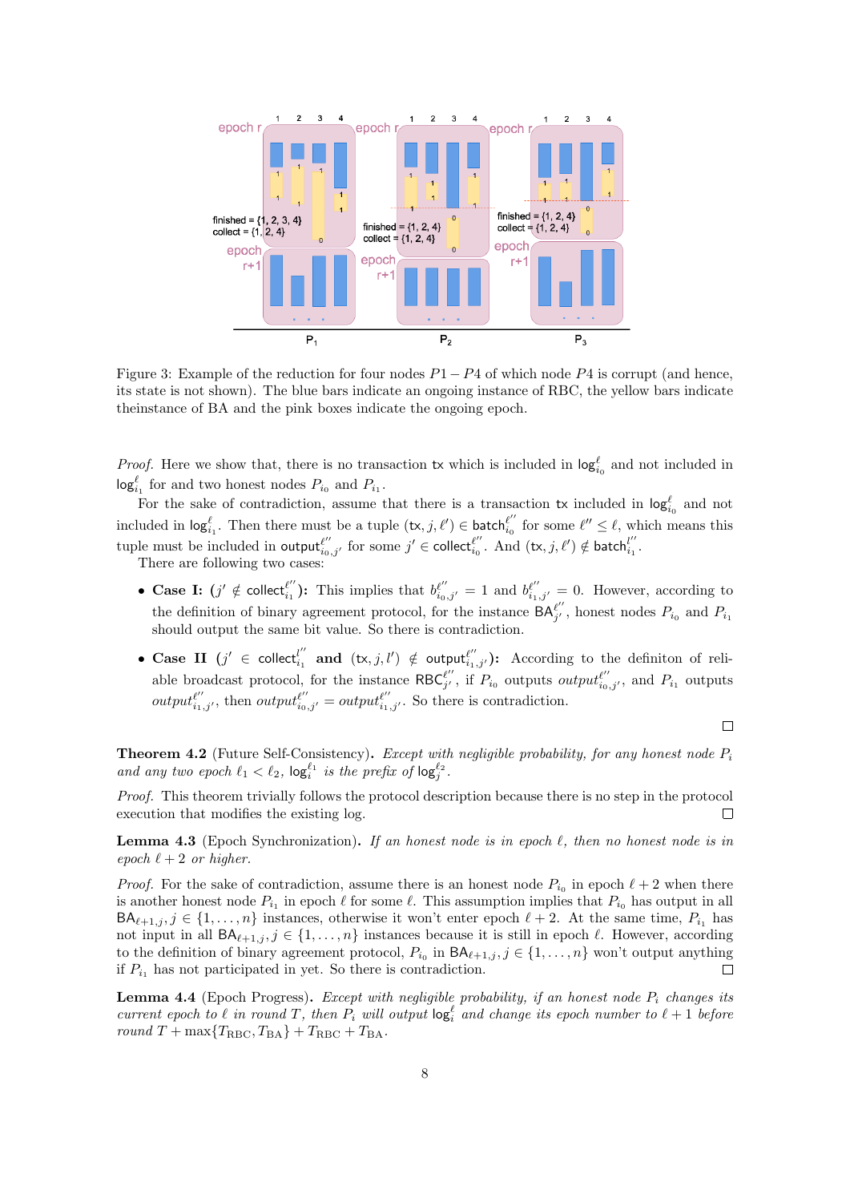Figure 3: Example of the reduction for four nodes $P1 - P4$ of which node $P4$ is corrupt (and hence, its state is not shown). The blue bars indicate an ongoing instance of RBC, the yellow bars indicate theinstance of BA and the pink boxes indicate the ongoing epoch.

*Proof.* Here we show that, there is no transaction $\mathsf{tx}$ which is included in $\mathsf{log}^{\ell}_{i_0}$ and not included in $\mathsf{log}^{\ell}_{i_1}$ for and two honest nodes $P_{i_0}$ and $P_{i_1}$.

For the sake of contradiction, assume that there is a transaction $\mathsf{tx}$ included in $\mathsf{log}^{\ell}_{i_0}$ and not included in $\mathsf{log}^{\ell}_{i_1}$. Then there must be a tuple $(\mathsf{tx}, j, \ell') \in \mathsf{batch}^{\ell''}_{i_0}$ for some $\ell'' \leq \ell$, which means this tuple must be included in $\mathsf{output}^{\ell''}_{i_0,j'}$ for some $j' \in \mathsf{collect}^{\ell''}_{i_0}$. And $(\mathsf{tx}, j, \ell') \notin \mathsf{batch}^{\ell''}_{i_1}$.

There are following two cases:

- **Case I:** ($j' \notin \mathsf{collect}^{\ell''}_{i_1}$)**:** This implies that $b^{\ell''}_{i_0,j'} = 1$ and $b^{\ell''}_{i_1,j'} = 0$. However, according to the definition of binary agreement protocol, for the instance $\mathsf{BA}^{\ell''}_{j'}$, honest nodes $P_{i_0}$ and $P_{i_1}$ should output the same bit value. So there is contradiction.
- **Case II** ($j' \in \mathsf{collect}^{l''}_{i_1}$ **and** $(\mathsf{tx}, j, l') \notin \mathsf{output}^{\ell''}_{i_1,j'}$)**:** According to the definiton of reliable broadcast protocol, for the instance $\mathsf{RBC}^{\ell''}_{j'}$, if $P_{i_0}$ outputs $output^{\ell''}_{i_0,j'}$, and $P_{i_1}$ outputs $output^{\ell''}_{i_1,j'}$, then $output^{\ell''}_{i_0,j'} = output^{\ell''}_{i_1,j'}$. So there is contradiction.

□

**Theorem 4.2** (Future Self-Consistency)**.** *Except with negligible probability, for any honest node $P_i$ and any two epoch $\ell_1 < \ell_2$, $\mathsf{log}^{\ell_1}_i$ is the prefix of $\mathsf{log}^{\ell_2}_j$.*

*Proof.* This theorem trivially follows the protocol description because there is no step in the protocol execution that modifies the existing log. □

**Lemma 4.3** (Epoch Synchronization)**.** *If an honest node is in epoch $\ell$, then no honest node is in epoch $\ell + 2$ or higher.*

*Proof.* For the sake of contradiction, assume there is an honest node $P_{i_0}$ in epoch $\ell + 2$ when there is another honest node $P_{i_1}$ in epoch $\ell$ for some $\ell$. This assumption implies that $P_{i_0}$ has output in all $\mathsf{BA}_{\ell+1,j}, j \in \{1, \ldots, n\}$ instances, otherwise it won't enter epoch $\ell + 2$. At the same time, $P_{i_1}$ has not input in all $\mathsf{BA}_{\ell+1,j}, j \in \{1, \ldots, n\}$ instances because it is still in epoch $\ell$. However, according to the definition of binary agreement protocol, $P_{i_0}$ in $\mathsf{BA}_{\ell+1,j}, j \in \{1, \ldots, n\}$ won't output anything if $P_{i_1}$ has not participated in yet. So there is contradiction. □

**Lemma 4.4** (Epoch Progress)**.** *Except with negligible probability, if an honest node $P_i$ changes its current epoch to $\ell$ in round $T$, then $P_i$ will output $\mathsf{log}^{\ell}_i$ and change its epoch number to $\ell + 1$ before round $T + \max\{T_{\mathrm{RBC}}, T_{\mathrm{BA}}\} + T_{\mathrm{RBC}} + T_{\mathrm{BA}}$.*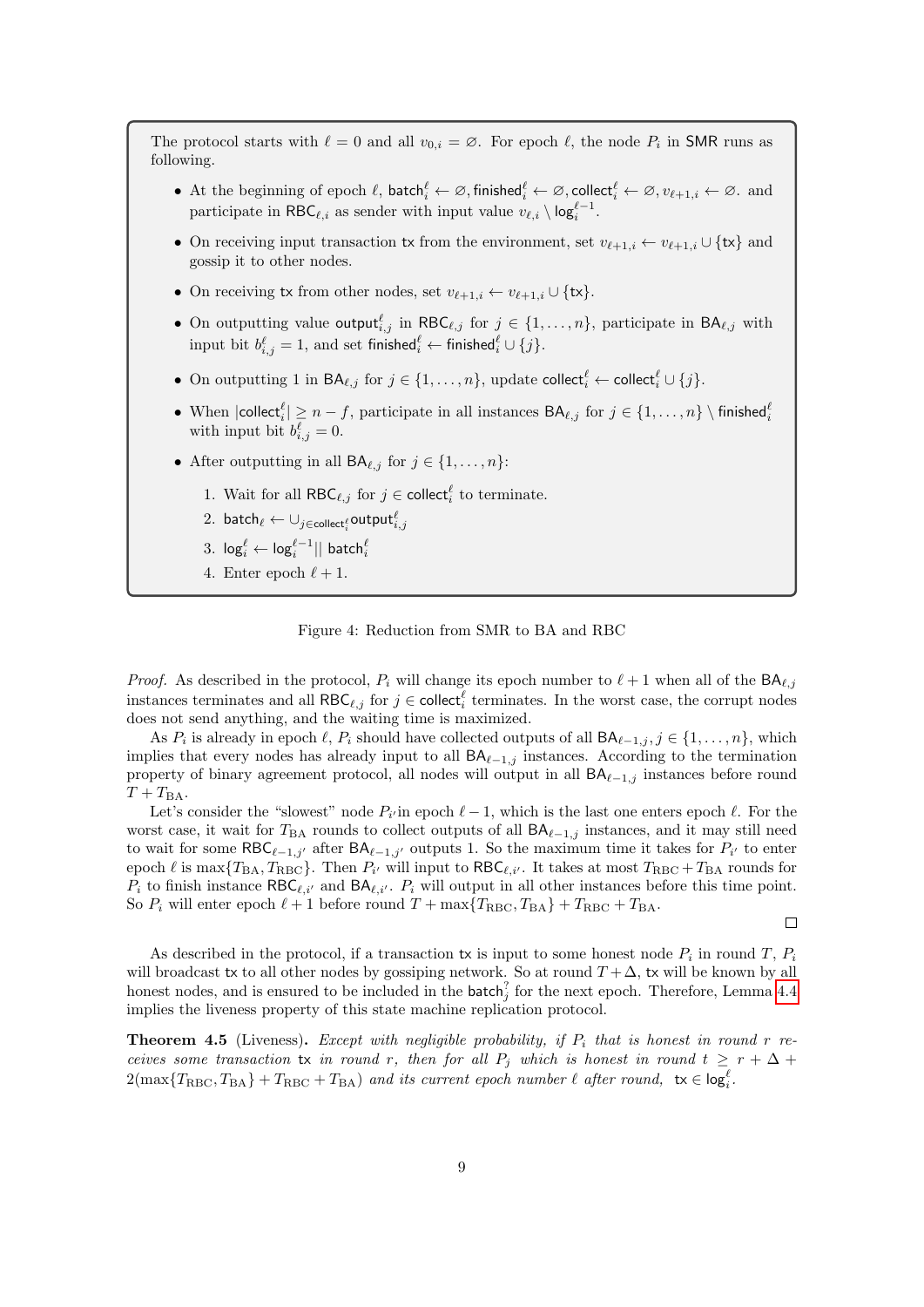The protocol starts with $\ell = 0$ and all $v_{0,i} = \varnothing$. For epoch $\ell$, the node $P_i$ in $\mathsf{SMR}$ runs as following.

- At the beginning of epoch $\ell$, $\mathsf{batch}_i^\ell \leftarrow \varnothing, \mathsf{finished}_i^\ell \leftarrow \varnothing, \mathsf{collect}_i^\ell \leftarrow \varnothing, v_{\ell+1,i} \leftarrow \varnothing$. and participate in $\mathsf{RBC}_{\ell,i}$ as sender with input value $v_{\ell,i} \setminus \mathsf{log}_i^{\ell-1}$.
- On receiving input transaction $\mathsf{tx}$ from the environment, set $v_{\ell+1,i} \leftarrow v_{\ell+1,i} \cup \{\mathsf{tx}\}$ and gossip it to other nodes.
- On receiving $\mathsf{tx}$ from other nodes, set $v_{\ell+1,i} \leftarrow v_{\ell+1,i} \cup \{\mathsf{tx}\}$.
- On outputting value $\mathsf{output}_{i,j}^\ell$ in $\mathsf{RBC}_{\ell,j}$ for $j \in \{1, \ldots, n\}$, participate in $\mathsf{BA}_{\ell,j}$ with input bit $b_{i,j}^\ell = 1$, and set $\mathsf{finished}_i^\ell \leftarrow \mathsf{finished}_i^\ell \cup \{j\}$.
- On outputting 1 in $\mathsf{BA}_{\ell,j}$ for $j \in \{1, \ldots, n\}$, update $\mathsf{collect}_i^\ell \leftarrow \mathsf{collect}_i^\ell \cup \{j\}$.
- When $|\mathsf{collect}_i^\ell| \geq n - f$, participate in all instances $\mathsf{BA}_{\ell,j}$ for $j \in \{1, \ldots, n\} \setminus \mathsf{finished}_i^\ell$ with input bit $b_{i,j}^\ell = 0$.
- After outputting in all $\mathsf{BA}_{\ell,j}$ for $j \in \{1, \ldots, n\}$:
  1. Wait for all $\mathsf{RBC}_{\ell,j}$ for $j \in \mathsf{collect}_i^\ell$ to terminate.
  2. $\mathsf{batch}_\ell \leftarrow \cup_{j \in \mathsf{collect}_i^\ell} \mathsf{output}_{i,j}^\ell$
  3. $\mathsf{log}_i^\ell \leftarrow \mathsf{log}_i^{\ell-1} || \ \mathsf{batch}_i^\ell$
  4. Enter epoch $\ell + 1$.

Figure 4: Reduction from SMR to BA and RBC

*Proof.* As described in the protocol, $P_i$ will change its epoch number to $\ell + 1$ when all of the $\mathsf{BA}_{\ell,j}$ instances terminates and all $\mathsf{RBC}_{\ell,j}$ for $j \in \mathsf{collect}_i^\ell$ terminates. In the worst case, the corrupt nodes does not send anything, and the waiting time is maximized.

As $P_i$ is already in epoch $\ell$, $P_i$ should have collected outputs of all $\mathsf{BA}_{\ell-1,j}, j \in \{1, \ldots, n\}$, which implies that every nodes has already input to all $\mathsf{BA}_{\ell-1,j}$ instances. According to the termination property of binary agreement protocol, all nodes will output in all $\mathsf{BA}_{\ell-1,j}$ instances before round $T + T_{\mathrm{BA}}$.

Let's consider the "slowest" node $P_{i'}$ in epoch $\ell - 1$, which is the last one enters epoch $\ell$. For the worst case, it wait for $T_{\mathrm{BA}}$ rounds to collect outputs of all $\mathsf{BA}_{\ell-1,j}$ instances, and it may still need to wait for some $\mathsf{RBC}_{\ell-1,j'}$ after $\mathsf{BA}_{\ell-1,j'}$ outputs 1. So the maximum time it takes for $P_{i'}$ to enter epoch $\ell$ is $\max\{T_{\mathrm{BA}}, T_{\mathrm{RBC}}\}$. Then $P_{i'}$ will input to $\mathsf{RBC}_{\ell,i'}$. It takes at most $T_{\mathrm{RBC}} + T_{\mathrm{BA}}$ rounds for $P_i$ to finish instance $\mathsf{RBC}_{\ell,i'}$ and $\mathsf{BA}_{\ell,i'}$. $P_i$ will output in all other instances before this time point. So $P_i$ will enter epoch $\ell + 1$ before round $T + \max\{T_{\mathrm{RBC}}, T_{\mathrm{BA}}\} + T_{\mathrm{RBC}} + T_{\mathrm{BA}}$. □

As described in the protocol, if a transaction $\mathsf{tx}$ is input to some honest node $P_i$ in round $T$, $P_i$ will broadcast $\mathsf{tx}$ to all other nodes by gossiping network. So at round $T + \Delta$, $\mathsf{tx}$ will be known by all honest nodes, and is ensured to be included in the $\mathsf{batch}_j^?$ for the next epoch. Therefore, Lemma 4.4 implies the liveness property of this state machine replication protocol.

**Theorem 4.5** (Liveness)**.** *Except with negligible probability, if $P_i$ that is honest in round $r$ receives some transaction $\mathsf{tx}$ in round $r$, then for all $P_j$ which is honest in round $t \geq r + \Delta + 2(\max\{T_{\mathrm{RBC}}, T_{\mathrm{BA}}\} + T_{\mathrm{RBC}} + T_{\mathrm{BA}})$ and its current epoch number $\ell$ after round, $\mathsf{tx} \in \mathsf{log}_i^\ell$.*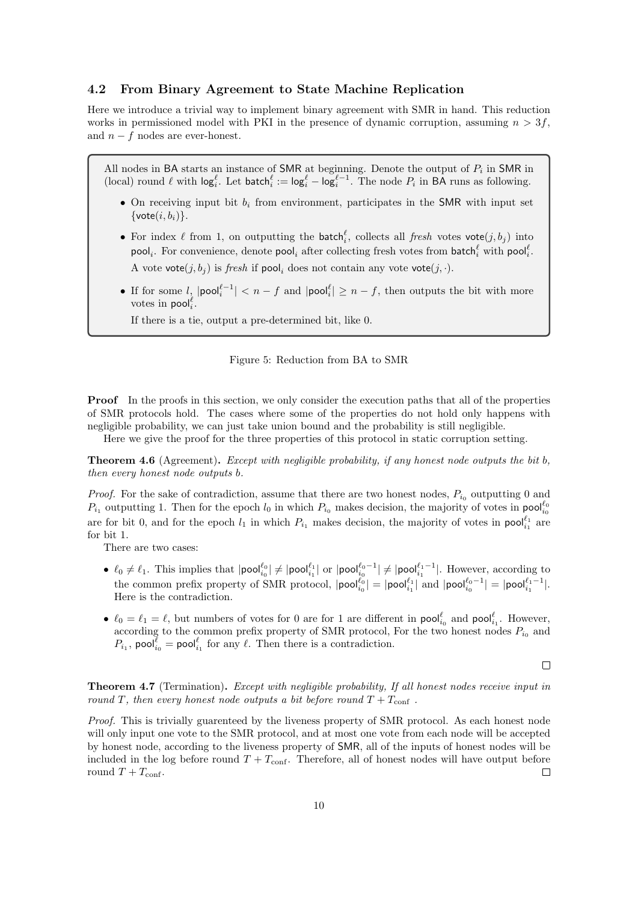### 4.2 From Binary Agreement to State Machine Replication

Here we introduce a trivial way to implement binary agreement with SMR in hand. This reduction works in permissioned model with PKI in the presence of dynamic corruption, assuming $n > 3f$, and $n - f$ nodes are ever-honest.

> All nodes in $\mathsf{BA}$ starts an instance of $\mathsf{SMR}$ at beginning. Denote the output of $P_i$ in $\mathsf{SMR}$ in (local) round $\ell$ with $\mathsf{log}_i^\ell$. Let $\mathsf{batch}_i^\ell := \mathsf{log}_i^\ell - \mathsf{log}_i^{\ell-1}$. The node $P_i$ in $\mathsf{BA}$ runs as following.
>
> - On receiving input bit $b_i$ from environment, participates in the $\mathsf{SMR}$ with input set $\{\mathsf{vote}(i, b_i)\}$.
> - For index $\ell$ from 1, on outputting the $\mathsf{batch}_i^\ell$, collects all *fresh* votes $\mathsf{vote}(j, b_j)$ into $\mathsf{pool}_i$. For convenience, denote $\mathsf{pool}_i$ after collecting fresh votes from $\mathsf{batch}_i^\ell$ with $\mathsf{pool}_i^\ell$.
>
>   A vote $\mathsf{vote}(j, b_j)$ is *fresh* if $\mathsf{pool}_i$ does not contain any vote $\mathsf{vote}(j, \cdot)$.
> - If for some $l$, $|\mathsf{pool}_i^{\ell-1}| < n - f$ and $|\mathsf{pool}_i^\ell| \geq n - f$, then outputs the bit with more votes in $\mathsf{pool}_i^\ell$.
>
>   If there is a tie, output a pre-determined bit, like 0.

Figure 5: Reduction from BA to SMR

**Proof** In the proofs in this section, we only consider the execution paths that all of the properties of SMR protocols hold. The cases where some of the properties do not hold only happens with negligible probability, we can just take union bound and the probability is still negligible.

Here we give the proof for the three properties of this protocol in static corruption setting.

**Theorem 4.6** (Agreement)**.** *Except with negligible probability, if any honest node outputs the bit b, then every honest node outputs b.*

*Proof.* For the sake of contradiction, assume that there are two honest nodes, $P_{i_0}$ outputting 0 and $P_{i_1}$ outputting 1. Then for the epoch $l_0$ in which $P_{i_0}$ makes decision, the majority of votes in $\mathsf{pool}_{i_0}^{\ell_0}$ are for bit 0, and for the epoch $l_1$ in which $P_{i_1}$ makes decision, the majority of votes in $\mathsf{pool}_{i_1}^{\ell_1}$ are for bit 1.

There are two cases:

- $\ell_0 \neq \ell_1$. This implies that $|\mathsf{pool}_{i_0}^{\ell_0}| \neq |\mathsf{pool}_{i_1}^{\ell_1}|$ or $|\mathsf{pool}_{i_0}^{\ell_0-1}| \neq |\mathsf{pool}_{i_1}^{\ell_1-1}|$. However, according to the common prefix property of SMR protocol, $|\mathsf{pool}_{i_0}^{\ell_0}| = |\mathsf{pool}_{i_1}^{\ell_1}|$ and $|\mathsf{pool}_{i_0}^{\ell_0-1}| = |\mathsf{pool}_{i_1}^{\ell_1-1}|$. Here is the contradiction.
- $\ell_0 = \ell_1 = \ell$, but numbers of votes for 0 are for 1 are different in $\mathsf{pool}_{i_0}^\ell$ and $\mathsf{pool}_{i_1}^\ell$. However, according to the common prefix property of SMR protocol, For the two honest nodes $P_{i_0}$ and $P_{i_1}$, $\mathsf{pool}_{i_0}^\ell = \mathsf{pool}_{i_1}^\ell$ for any $\ell$. Then there is a contradiction.

□

**Theorem 4.7** (Termination)**.** *Except with negligible probability, If all honest nodes receive input in round $T$, then every honest node outputs a bit before round $T + T_{\text{conf}}$ .*

*Proof.* This is trivially guarenteed by the liveness property of SMR protocol. As each honest node will only input one vote to the SMR protocol, and at most one vote from each node will be accepted by honest node, according to the liveness property of $\mathsf{SMR}$, all of the inputs of honest nodes will be included in the log before round $T + T_{\text{conf}}$. Therefore, all of honest nodes will have output before round $T + T_{\text{conf}}$. □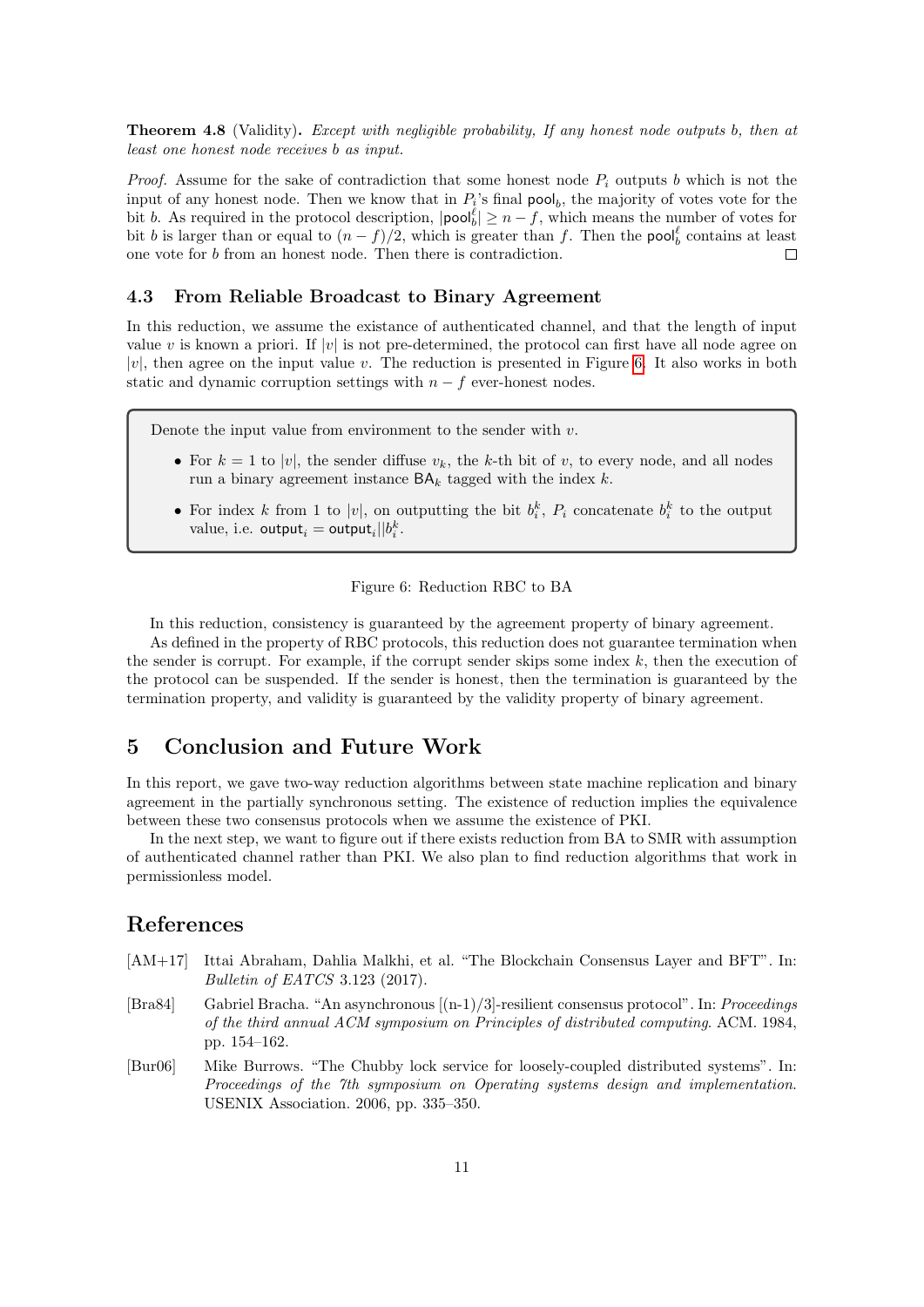**Theorem 4.8** (Validity)**.** *Except with negligible probability, If any honest node outputs b, then at least one honest node receives b as input.*

*Proof.* Assume for the sake of contradiction that some honest node $P_i$ outputs $b$ which is not the input of any honest node. Then we know that in $P_i$'s final $\mathsf{pool}_b$, the majority of votes vote for the bit $b$. As required in the protocol description, $|\mathsf{pool}_b^\ell| \geq n - f$, which means the number of votes for bit $b$ is larger than or equal to $(n-f)/2$, which is greater than $f$. Then the $\mathsf{pool}_b^\ell$ contains at least one vote for $b$ from an honest node. Then there is contradiction. □

### 4.3 From Reliable Broadcast to Binary Agreement

In this reduction, we assume the existance of authenticated channel, and that the length of input value $v$ is known a priori. If $|v|$ is not pre-determined, the protocol can first have all node agree on $|v|$, then agree on the input value $v$. The reduction is presented in Figure 6. It also works in both static and dynamic corruption settings with $n - f$ ever-honest nodes.

> Denote the input value from environment to the sender with $v$.
>
> - For $k = 1$ to $|v|$, the sender diffuse $v_k$, the $k$-th bit of $v$, to every node, and all nodes run a binary agreement instance $\mathsf{BA}_k$ tagged with the index $k$.
> - For index $k$ from 1 to $|v|$, on outputting the bit $b_i^k$, $P_i$ concatenate $b_i^k$ to the output value, i.e. $\mathsf{output}_i = \mathsf{output}_i || b_i^k$.

Figure 6: Reduction RBC to BA

In this reduction, consistency is guaranteed by the agreement property of binary agreement.

As defined in the property of RBC protocols, this reduction does not guarantee termination when the sender is corrupt. For example, if the corrupt sender skips some index $k$, then the execution of the protocol can be suspended. If the sender is honest, then the termination is guaranteed by the termination property, and validity is guaranteed by the validity property of binary agreement.

## 5 Conclusion and Future Work

In this report, we gave two-way reduction algorithms between state machine replication and binary agreement in the partially synchronous setting. The existence of reduction implies the equivalence between these two consensus protocols when we assume the existence of PKI.

In the next step, we want to figure out if there exists reduction from BA to SMR with assumption of authenticated channel rather than PKI. We also plan to find reduction algorithms that work in permissionless model.

## References

[AM+17] Ittai Abraham, Dahlia Malkhi, et al. "The Blockchain Consensus Layer and BFT". In: *Bulletin of EATCS* 3.123 (2017).

[Bra84] Gabriel Bracha. "An asynchronous [(n-1)/3]-resilient consensus protocol". In: *Proceedings of the third annual ACM symposium on Principles of distributed computing*. ACM. 1984, pp. 154–162.

[Bur06] Mike Burrows. "The Chubby lock service for loosely-coupled distributed systems". In: *Proceedings of the 7th symposium on Operating systems design and implementation*. USENIX Association. 2006, pp. 335–350.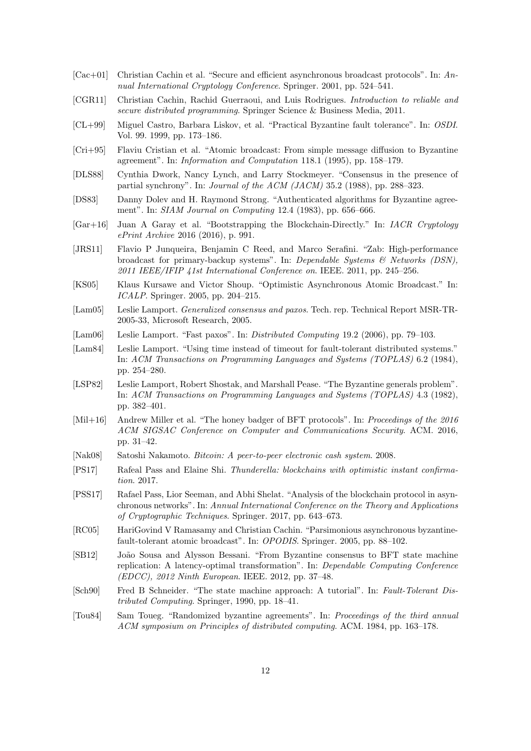[Cac+01] Christian Cachin et al. "Secure and efficient asynchronous broadcast protocols". In: *Annual International Cryptology Conference*. Springer. 2001, pp. 524–541.

[CGR11] Christian Cachin, Rachid Guerraoui, and Luis Rodrigues. *Introduction to reliable and secure distributed programming*. Springer Science & Business Media, 2011.

[CL+99] Miguel Castro, Barbara Liskov, et al. "Practical Byzantine fault tolerance". In: *OSDI*. Vol. 99. 1999, pp. 173–186.

[Cri+95] Flaviu Cristian et al. "Atomic broadcast: From simple message diffusion to Byzantine agreement". In: *Information and Computation* 118.1 (1995), pp. 158–179.

[DLS88] Cynthia Dwork, Nancy Lynch, and Larry Stockmeyer. "Consensus in the presence of partial synchrony". In: *Journal of the ACM (JACM)* 35.2 (1988), pp. 288–323.

[DS83] Danny Dolev and H. Raymond Strong. "Authenticated algorithms for Byzantine agreement". In: *SIAM Journal on Computing* 12.4 (1983), pp. 656–666.

[Gar+16] Juan A Garay et al. "Bootstrapping the Blockchain-Directly." In: *IACR Cryptology ePrint Archive* 2016 (2016), p. 991.

[JRS11] Flavio P Junqueira, Benjamin C Reed, and Marco Serafini. "Zab: High-performance broadcast for primary-backup systems". In: *Dependable Systems & Networks (DSN), 2011 IEEE/IFIP 41st International Conference on*. IEEE. 2011, pp. 245–256.

[KS05] Klaus Kursawe and Victor Shoup. "Optimistic Asynchronous Atomic Broadcast." In: *ICALP*. Springer. 2005, pp. 204–215.

[Lam05] Leslie Lamport. *Generalized consensus and paxos*. Tech. rep. Technical Report MSR-TR-2005-33, Microsoft Research, 2005.

[Lam06] Leslie Lamport. "Fast paxos". In: *Distributed Computing* 19.2 (2006), pp. 79–103.

[Lam84] Leslie Lamport. "Using time instead of timeout for fault-tolerant distributed systems." In: *ACM Transactions on Programming Languages and Systems (TOPLAS)* 6.2 (1984), pp. 254–280.

[LSP82] Leslie Lamport, Robert Shostak, and Marshall Pease. "The Byzantine generals problem". In: *ACM Transactions on Programming Languages and Systems (TOPLAS)* 4.3 (1982), pp. 382–401.

[Mil+16] Andrew Miller et al. "The honey badger of BFT protocols". In: *Proceedings of the 2016 ACM SIGSAC Conference on Computer and Communications Security*. ACM. 2016, pp. 31–42.

[Nak08] Satoshi Nakamoto. *Bitcoin: A peer-to-peer electronic cash system*. 2008.

[PS17] Rafeal Pass and Elaine Shi. *Thunderella: blockchains with optimistic instant confirmation*. 2017.

[PSS17] Rafael Pass, Lior Seeman, and Abhi Shelat. "Analysis of the blockchain protocol in asynchronous networks". In: *Annual International Conference on the Theory and Applications of Cryptographic Techniques*. Springer. 2017, pp. 643–673.

[RC05] HariGovind V Ramasamy and Christian Cachin. "Parsimonious asynchronous byzantine-fault-tolerant atomic broadcast". In: *OPODIS*. Springer. 2005, pp. 88–102.

[SB12] João Sousa and Alysson Bessani. "From Byzantine consensus to BFT state machine replication: A latency-optimal transformation". In: *Dependable Computing Conference (EDCC), 2012 Ninth European*. IEEE. 2012, pp. 37–48.

[Sch90] Fred B Schneider. "The state machine approach: A tutorial". In: *Fault-Tolerant Distributed Computing*. Springer, 1990, pp. 18–41.

[Tou84] Sam Toueg. "Randomized byzantine agreements". In: *Proceedings of the third annual ACM symposium on Principles of distributed computing*. ACM. 1984, pp. 163–178.